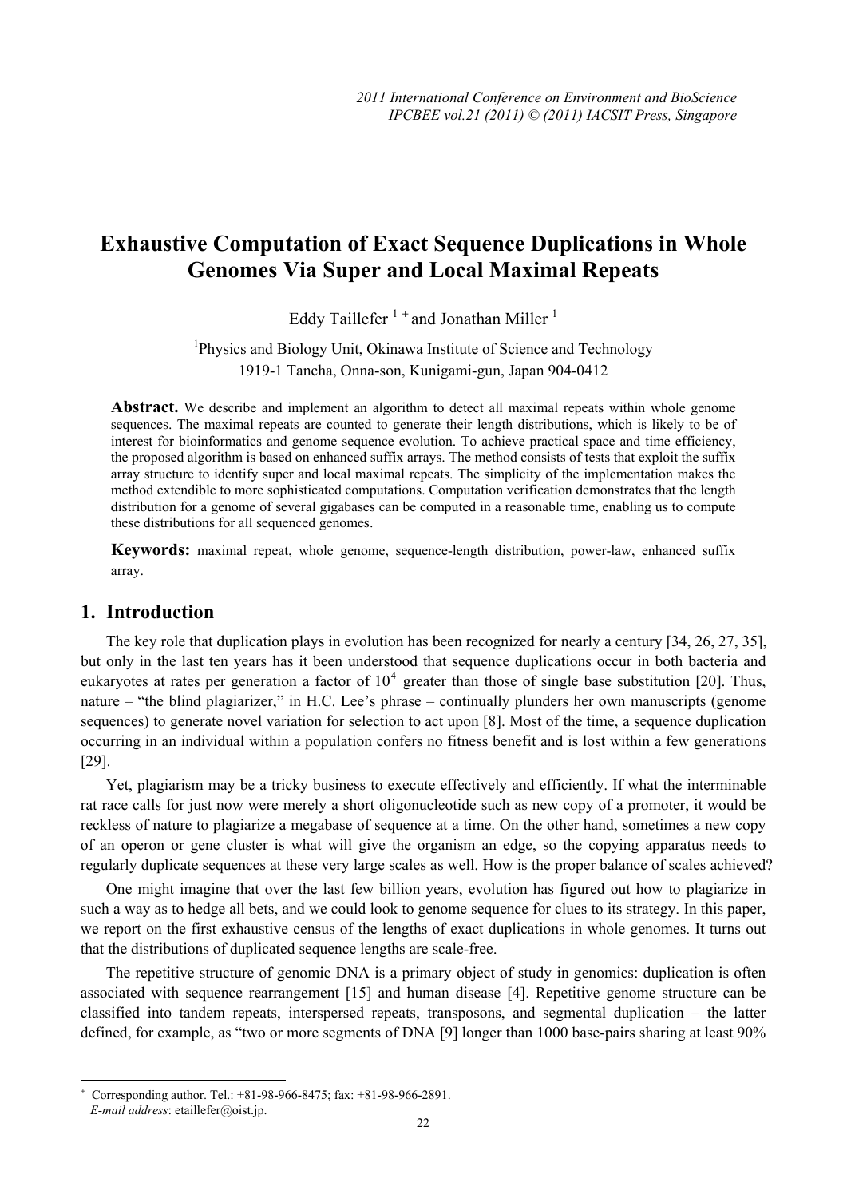# Exhaustive Computation of Exact Sequence Duplications in Whole Genomes Via Super and Local Maximal Repeats

Eddy Taillefer [1 +] and Jonathan Miller [1]

[1]Physics and Biology Unit, Okinawa Institute of Science and Technology
1919-1 Tancha, Onna-son, Kunigami-gun, Japan 904-0412

**Abstract.** We describe and implement an algorithm to detect all maximal repeats within whole genome sequences. The maximal repeats are counted to generate their length distributions, which is likely to be of interest for bioinformatics and genome sequence evolution. To achieve practical space and time efficiency, the proposed algorithm is based on enhanced suffix arrays. The method consists of tests that exploit the suffix array structure to identify super and local maximal repeats. The simplicity of the implementation makes the method extendible to more sophisticated computations. Computation verification demonstrates that the length distribution for a genome of several gigabases can be computed in a reasonable time, enabling us to compute these distributions for all sequenced genomes.

**Keywords:** maximal repeat, whole genome, sequence-length distribution, power-law, enhanced suffix array.

## 1. Introduction

The key role that duplication plays in evolution has been recognized for nearly a century [34, 26, 27, 35], but only in the last ten years has it been understood that sequence duplications occur in both bacteria and eukaryotes at rates per generation a factor of $10^4$ greater than those of single base substitution [20]. Thus, nature – "the blind plagiarizer," in H.C. Lee's phrase – continually plunders her own manuscripts (genome sequences) to generate novel variation for selection to act upon [8]. Most of the time, a sequence duplication occurring in an individual within a population confers no fitness benefit and is lost within a few generations [29].

Yet, plagiarism may be a tricky business to execute effectively and efficiently. If what the interminable rat race calls for just now were merely a short oligonucleotide such as new copy of a promoter, it would be reckless of nature to plagiarize a megabase of sequence at a time. On the other hand, sometimes a new copy of an operon or gene cluster is what will give the organism an edge, so the copying apparatus needs to regularly duplicate sequences at these very large scales as well. How is the proper balance of scales achieved?

One might imagine that over the last few billion years, evolution has figured out how to plagiarize in such a way as to hedge all bets, and we could look to genome sequence for clues to its strategy. In this paper, we report on the first exhaustive census of the lengths of exact duplications in whole genomes. It turns out that the distributions of duplicated sequence lengths are scale-free.

The repetitive structure of genomic DNA is a primary object of study in genomics: duplication is often associated with sequence rearrangement [15] and human disease [4]. Repetitive genome structure can be classified into tandem repeats, interspersed repeats, transposons, and segmental duplication – the latter defined, for example, as "two or more segments of DNA [9] longer than 1000 base-pairs sharing at least 90%

+ Corresponding author. Tel.: +81-98-966-8475; fax: +81-98-966-2891.
*E-mail address*: etaillefer@oist.jp.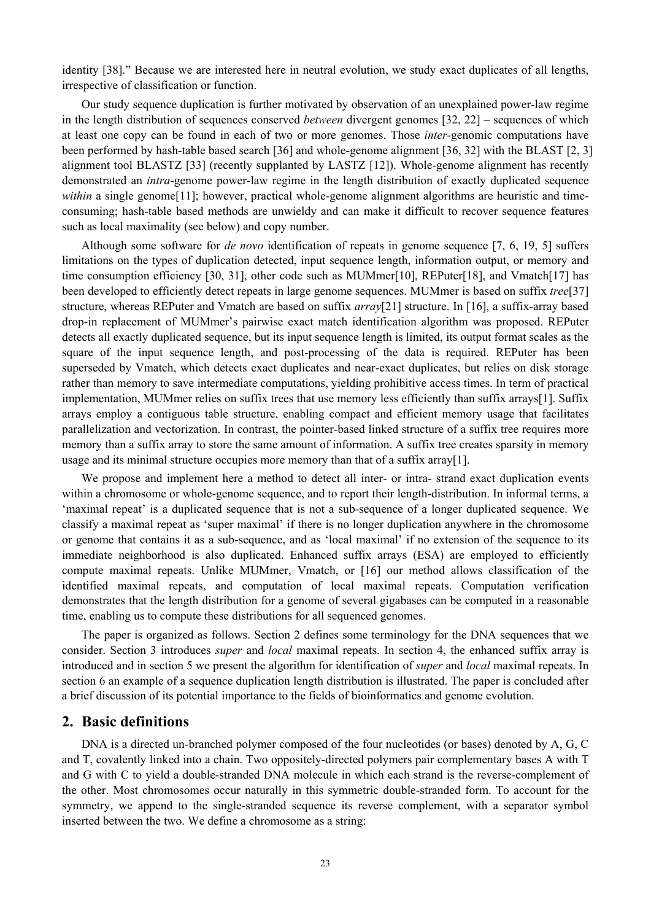identity [38]." Because we are interested here in neutral evolution, we study exact duplicates of all lengths, irrespective of classification or function.

Our study sequence duplication is further motivated by observation of an unexplained power-law regime in the length distribution of sequences conserved *between* divergent genomes [32, 22] – sequences of which at least one copy can be found in each of two or more genomes. Those *inter*-genomic computations have been performed by hash-table based search [36] and whole-genome alignment [36, 32] with the BLAST [2, 3] alignment tool BLASTZ [33] (recently supplanted by LASTZ [12]). Whole-genome alignment has recently demonstrated an *intra*-genome power-law regime in the length distribution of exactly duplicated sequence *within* a single genome[11]; however, practical whole-genome alignment algorithms are heuristic and time-consuming; hash-table based methods are unwieldy and can make it difficult to recover sequence features such as local maximality (see below) and copy number.

Although some software for *de novo* identification of repeats in genome sequence [7, 6, 19, 5] suffers limitations on the types of duplication detected, input sequence length, information output, or memory and time consumption efficiency [30, 31], other code such as MUMmer[10], REPuter[18], and Vmatch[17] has been developed to efficiently detect repeats in large genome sequences. MUMmer is based on suffix *tree*[37] structure, whereas REPuter and Vmatch are based on suffix *array*[21] structure. In [16], a suffix-array based drop-in replacement of MUMmer's pairwise exact match identification algorithm was proposed. REPuter detects all exactly duplicated sequence, but its input sequence length is limited, its output format scales as the square of the input sequence length, and post-processing of the data is required. REPuter has been superseded by Vmatch, which detects exact duplicates and near-exact duplicates, but relies on disk storage rather than memory to save intermediate computations, yielding prohibitive access times. In term of practical implementation, MUMmer relies on suffix trees that use memory less efficiently than suffix arrays[1]. Suffix arrays employ a contiguous table structure, enabling compact and efficient memory usage that facilitates parallelization and vectorization. In contrast, the pointer-based linked structure of a suffix tree requires more memory than a suffix array to store the same amount of information. A suffix tree creates sparsity in memory usage and its minimal structure occupies more memory than that of a suffix array[1].

We propose and implement here a method to detect all inter- or intra- strand exact duplication events within a chromosome or whole-genome sequence, and to report their length-distribution. In informal terms, a 'maximal repeat' is a duplicated sequence that is not a sub-sequence of a longer duplicated sequence. We classify a maximal repeat as 'super maximal' if there is no longer duplication anywhere in the chromosome or genome that contains it as a sub-sequence, and as 'local maximal' if no extension of the sequence to its immediate neighborhood is also duplicated. Enhanced suffix arrays (ESA) are employed to efficiently compute maximal repeats. Unlike MUMmer, Vmatch, or [16] our method allows classification of the identified maximal repeats, and computation of local maximal repeats. Computation verification demonstrates that the length distribution for a genome of several gigabases can be computed in a reasonable time, enabling us to compute these distributions for all sequenced genomes.

The paper is organized as follows. Section 2 defines some terminology for the DNA sequences that we consider. Section 3 introduces *super* and *local* maximal repeats. In section 4, the enhanced suffix array is introduced and in section 5 we present the algorithm for identification of *super* and *local* maximal repeats. In section 6 an example of a sequence duplication length distribution is illustrated. The paper is concluded after a brief discussion of its potential importance to the fields of bioinformatics and genome evolution.

## 2. Basic definitions

DNA is a directed un-branched polymer composed of the four nucleotides (or bases) denoted by A, G, C and T, covalently linked into a chain. Two oppositely-directed polymers pair complementary bases A with T and G with C to yield a double-stranded DNA molecule in which each strand is the reverse-complement of the other. Most chromosomes occur naturally in this symmetric double-stranded form. To account for the symmetry, we append to the single-stranded sequence its reverse complement, with a separator symbol inserted between the two. We define a chromosome as a string: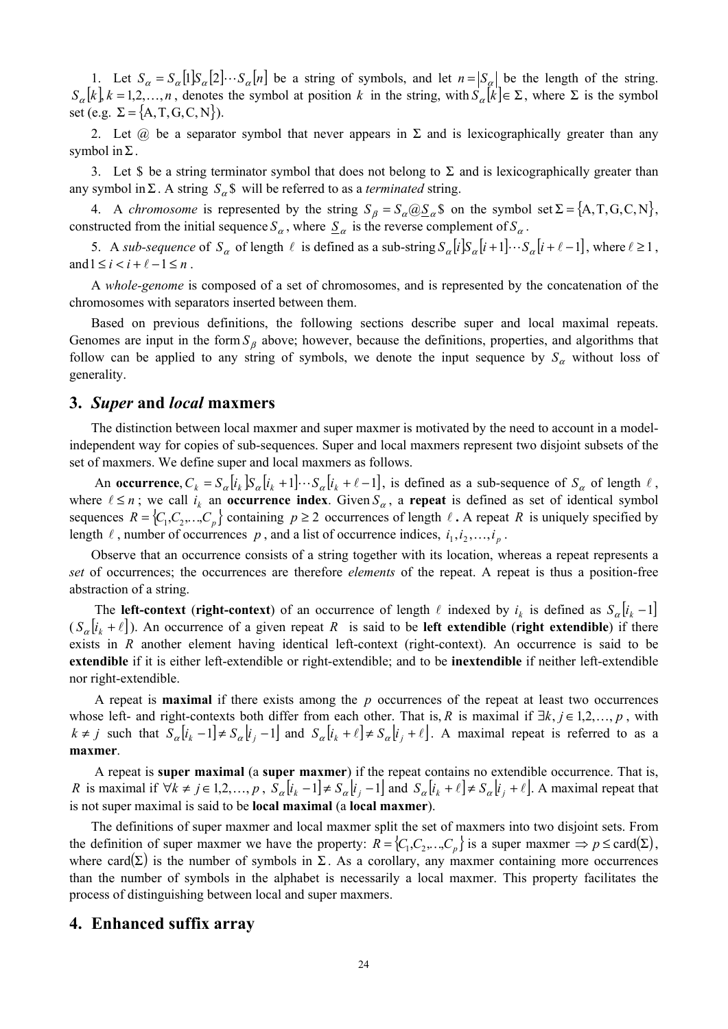1. Let $S_\alpha = S_\alpha[1]S_\alpha[2]\cdots S_\alpha[n]$ be a string of symbols, and let $n = |S_\alpha|$ be the length of the string. $S_\alpha[k], k = 1,2,\ldots,n$, denotes the symbol at position $k$ in the string, with $S_\alpha[k] \in \Sigma$, where $\Sigma$ is the symbol set (e.g. $\Sigma = \{\mathrm{A,T,G,C,N}\}$).

2. Let @ be a separator symbol that never appears in $\Sigma$ and is lexicographically greater than any symbol in $\Sigma$.

3. Let \$ be a string terminator symbol that does not belong to $\Sigma$ and is lexicographically greater than any symbol in $\Sigma$. A string $S_\alpha\$$ will be referred to as a *terminated* string.

4. A *chromosome* is represented by the string $S_\beta = S_\alpha @ \underline{S}_\alpha \$$ on the symbol set $\Sigma = \{\mathrm{A,T,G,C,N}\}$, constructed from the initial sequence $S_\alpha$, where $\underline{S}_\alpha$ is the reverse complement of $S_\alpha$.

5. A *sub-sequence* of $S_\alpha$ of length $\ell$ is defined as a sub-string $S_\alpha[i]S_\alpha[i+1]\cdots S_\alpha[i+\ell-1]$, where $\ell \geq 1$, and $1 \leq i < i+\ell-1 \leq n$.

A *whole-genome* is composed of a set of chromosomes, and is represented by the concatenation of the chromosomes with separators inserted between them.

Based on previous definitions, the following sections describe super and local maximal repeats. Genomes are input in the form $S_\beta$ above; however, because the definitions, properties, and algorithms that follow can be applied to any string of symbols, we denote the input sequence by $S_\alpha$ without loss of generality.

# 3. *Super* and *local* maxmers

The distinction between local maxmer and super maxmer is motivated by the need to account in a model-independent way for copies of sub-sequences. Super and local maxmers represent two disjoint subsets of the set of maxmers. We define super and local maxmers as follows.

An **occurrence**, $C_k = S_\alpha[i_k]S_\alpha[i_k+1]\cdots S_\alpha[i_k+\ell-1]$, is defined as a sub-sequence of $S_\alpha$ of length $\ell$, where $\ell \leq n$; we call $i_k$ an **occurrence index**. Given $S_\alpha$, a **repeat** is defined as set of identical symbol sequences $R = \{C_1, C_2, \ldots, C_p\}$ containing $p \geq 2$ occurrences of length $\ell$**.** A repeat $R$ is uniquely specified by length $\ell$, number of occurrences $p$, and a list of occurrence indices, $i_1, i_2, \ldots, i_p$.

Observe that an occurrence consists of a string together with its location, whereas a repeat represents a *set* of occurrences; the occurrences are therefore *elements* of the repeat. A repeat is thus a position-free abstraction of a string.

The **left-context** (**right-context**) of an occurrence of length $\ell$ indexed by $i_k$ is defined as $S_\alpha[i_k-1]$ ($S_\alpha[i_k+\ell]$). An occurrence of a given repeat $R$ is said to be **left extendible** (**right extendible**) if there exists in $R$ another element having identical left-context (right-context). An occurrence is said to be **extendible** if it is either left-extendible or right-extendible; and to be **inextendible** if neither left-extendible nor right-extendible.

A repeat is **maximal** if there exists among the $p$ occurrences of the repeat at least two occurrences whose left- and right-contexts both differ from each other. That is, $R$ is maximal if $\exists k, j \in 1,2,\ldots,p$, with $k \neq j$ such that $S_\alpha[i_k-1] \neq S_\alpha[i_j-1]$ and $S_\alpha[i_k+\ell] \neq S_\alpha[i_j+\ell]$. A maximal repeat is referred to as a **maxmer**.

A repeat is **super maximal** (a **super maxmer**) if the repeat contains no extendible occurrence. That is, $R$ is maximal if $\forall k \neq j \in 1,2,\ldots,p$, $S_\alpha[i_k-1] \neq S_\alpha[i_j-1]$ and $S_\alpha[i_k+\ell] \neq S_\alpha[i_j+\ell]$. A maximal repeat that is not super maximal is said to be **local maximal** (a **local maxmer**).

The definitions of super maxmer and local maxmer split the set of maxmers into two disjoint sets. From the definition of super maxmer we have the property: $R = \{C_1, C_2, \ldots, C_p\}$ is a super maxmer $\Rightarrow p \leq \mathrm{card}(\Sigma)$, where $\mathrm{card}(\Sigma)$ is the number of symbols in $\Sigma$. As a corollary, any maxmer containing more occurrences than the number of symbols in the alphabet is necessarily a local maxmer. This property facilitates the process of distinguishing between local and super maxmers.

# 4. Enhanced suffix array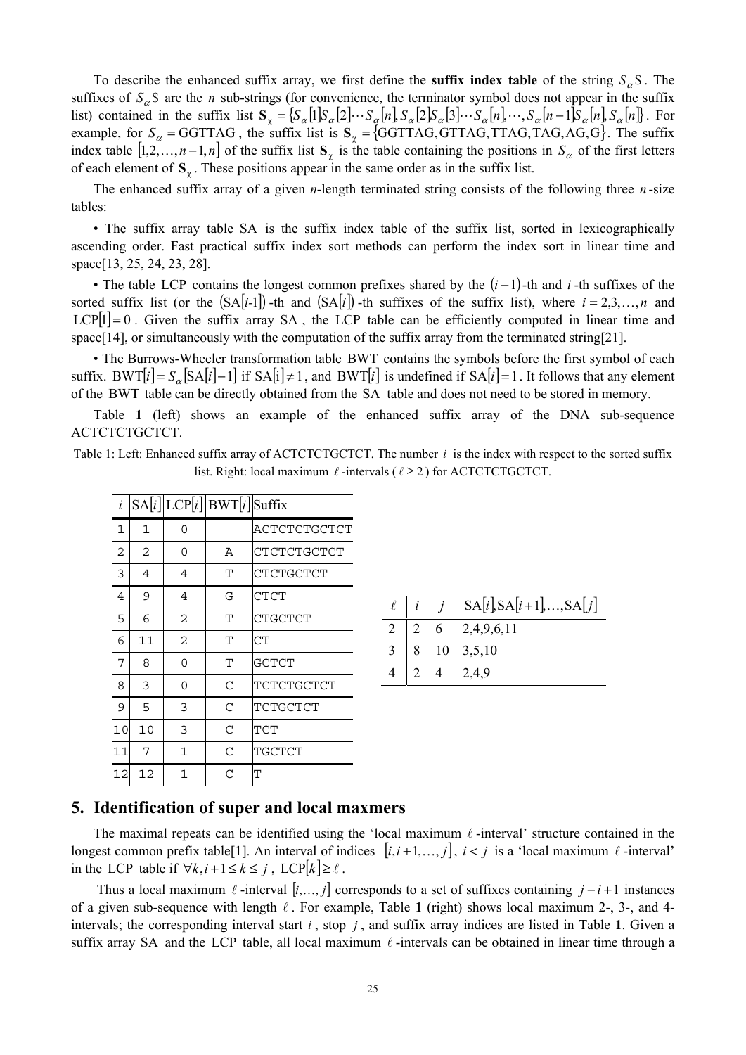To describe the enhanced suffix array, we first define the **suffix index table** of the string $S_\alpha\$$. The suffixes of $S_\alpha\$$ are the $n$ sub-strings (for convenience, the terminator symbol does not appear in the suffix list) contained in the suffix list $\mathbf{S}_\chi = \{S_\alpha[1]S_\alpha[2]\cdots S_\alpha[n], S_\alpha[2]S_\alpha[3]\cdots S_\alpha[n], \cdots, S_\alpha[n-1]S_\alpha[n], S_\alpha[n]\}$. For example, for $S_\alpha = \text{GGTTAG}$, the suffix list is $\mathbf{S}_\chi = \{\text{GGTTAG}, \text{GTTAG}, \text{TTAG}, \text{TAG}, \text{AG}, \text{G}\}$. The suffix index table $[1,2,\ldots,n-1,n]$ of the suffix list $\mathbf{S}_\chi$ is the table containing the positions in $S_\alpha$ of the first letters of each element of $\mathbf{S}_\chi$. These positions appear in the same order as in the suffix list.

The enhanced suffix array of a given *n*-length terminated string consists of the following three $n$-size tables:

• The suffix array table SA is the suffix index table of the suffix list, sorted in lexicographically ascending order. Fast practical suffix index sort methods can perform the index sort in linear time and space[13, 25, 24, 23, 28].

• The table LCP contains the longest common prefixes shared by the $(i-1)$-th and $i$-th suffixes of the sorted suffix list (or the $(\text{SA}[i\text{-}1])$-th and $(\text{SA}[i])$-th suffixes of the suffix list), where $i = 2,3,\ldots,n$ and $\text{LCP}[1] = 0$. Given the suffix array SA, the LCP table can be efficiently computed in linear time and space[14], or simultaneously with the computation of the suffix array from the terminated string[21].

• The Burrows-Wheeler transformation table BWT contains the symbols before the first symbol of each suffix. $\text{BWT}[i] = S_\alpha[\text{SA}[i]-1]$ if $\text{SA}[i] \neq 1$, and $\text{BWT}[i]$ is undefined if $\text{SA}[i] = 1$. It follows that any element of the BWT table can be directly obtained from the SA table and does not need to be stored in memory.

Table **1** (left) shows an example of the enhanced suffix array of the DNA sub-sequence ACTCTCTGCTCT.

Table 1: Left: Enhanced suffix array of ACTCTCTGCTCT. The number $i$ is the index with respect to the sorted suffix list. Right: local maximum $\ell$-intervals ($\ell \geq 2$) for ACTCTCTGCTCT.

| $i$ | $\text{SA}[i]$ | $\text{LCP}[i]$ | $\text{BWT}[i]$ | Suffix |
|---|---|---|---|---|
| 1 | 1 | 0 | | ACTCTCTGCTCT |
| 2 | 2 | 0 | A | CTCTCTGCTCT |
| 3 | 4 | 4 | T | CTCTGCTCT |
| 4 | 9 | 4 | G | CTCT |
| 5 | 6 | 2 | T | CTGCTCT |
| 6 | 11 | 2 | T | CT |
| 7 | 8 | 0 | T | GCTCT |
| 8 | 3 | 0 | C | TCTCTGCTCT |
| 9 | 5 | 3 | C | TCTGCTCT |
| 10 | 10 | 3 | C | TCT |
| 11 | 7 | 1 | C | TGCTCT |
| 12 | 12 | 1 | C | T |

| $\ell$ | $i$ | $j$ | $\text{SA}[i], \text{SA}[i+1], \ldots, \text{SA}[j]$ |
|---|---|---|---|
| 2 | 2 | 6 | 2,4,9,6,11 |
| 3 | 8 | 10 | 3,5,10 |
| 4 | 2 | 4 | 2,4,9 |

## 5. Identification of super and local maxmers

The maximal repeats can be identified using the 'local maximum $\ell$-interval' structure contained in the longest common prefix table[1]. An interval of indices $[i, i+1, \ldots, j]$, $i < j$ is a 'local maximum $\ell$-interval' in the LCP table if $\forall k, i+1 \leq k \leq j$, $\text{LCP}[k] \geq \ell$.

Thus a local maximum $\ell$-interval $[i, \ldots, j]$ corresponds to a set of suffixes containing $j - i + 1$ instances of a given sub-sequence with length $\ell$. For example, Table **1** (right) shows local maximum 2-, 3-, and 4-intervals; the corresponding interval start $i$, stop $j$, and suffix array indices are listed in Table **1**. Given a suffix array SA and the LCP table, all local maximum $\ell$-intervals can be obtained in linear time through a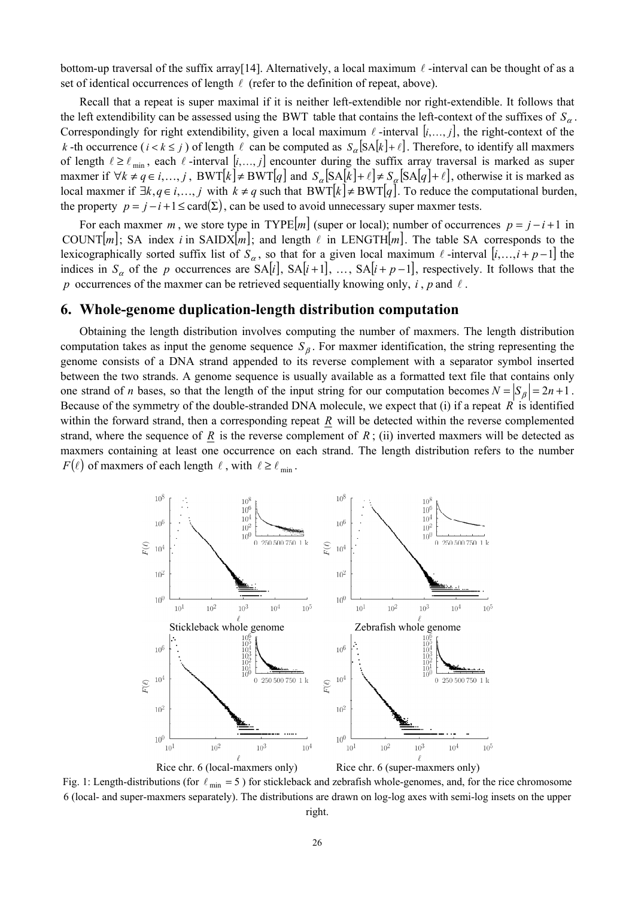bottom-up traversal of the suffix array[14]. Alternatively, a local maximum $\ell$-interval can be thought of as a set of identical occurrences of length $\ell$ (refer to the definition of repeat, above).

Recall that a repeat is super maximal if it is neither left-extendible nor right-extendible. It follows that the left extendibility can be assessed using the BWT table that contains the left-context of the suffixes of $S_\alpha$. Correspondingly for right extendibility, given a local maximum $\ell$-interval $[i,\ldots,j]$, the right-context of the $k$-th occurrence ($i < k \leq j$) of length $\ell$ can be computed as $S_\alpha[\mathrm{SA}[k]+\ell]$. Therefore, to identify all maxmers of length $\ell \geq \ell_{\min}$, each $\ell$-interval $[i,\ldots,j]$ encounter during the suffix array traversal is marked as super maxmer if $\forall k \neq q \in i,\ldots,j$, $\mathrm{BWT}[k] \neq \mathrm{BWT}[q]$ and $S_\alpha[\mathrm{SA}[k]+\ell] \neq S_\alpha[\mathrm{SA}[q]+\ell]$, otherwise it is marked as local maxmer if $\exists k,q \in i,\ldots,j$ with $k \neq q$ such that $\mathrm{BWT}[k] \neq \mathrm{BWT}[q]$. To reduce the computational burden, the property $p = j - i + 1 \leq \mathrm{card}(\Sigma)$, can be used to avoid unnecessary super maxmer tests.

For each maxmer $m$, we store type in $\mathrm{TYPE}[m]$ (super or local); number of occurrences $p = j - i + 1$ in $\mathrm{COUNT}[m]$; SA index $i$ in $\mathrm{SAIDX}[m]$; and length $\ell$ in $\mathrm{LENGTH}[m]$. The table SA corresponds to the lexicographically sorted suffix list of $S_\alpha$, so that for a given local maximum $\ell$-interval $[i,\ldots,i+p-1]$ the indices in $S_\alpha$ of the $p$ occurrences are $\mathrm{SA}[i]$, $\mathrm{SA}[i+1]$, …, $\mathrm{SA}[i+p-1]$, respectively. It follows that the $p$ occurrences of the maxmer can be retrieved sequentially knowing only, $i$, $p$ and $\ell$.

## 6. Whole-genome duplication-length distribution computation

Obtaining the length distribution involves computing the number of maxmers. The length distribution computation takes as input the genome sequence $S_\beta$. For maxmer identification, the string representing the genome consists of a DNA strand appended to its reverse complement with a separator symbol inserted between the two strands. A genome sequence is usually available as a formatted text file that contains only one strand of *n* bases, so that the length of the input string for our computation becomes $N = |S_\beta| = 2n+1$. Because of the symmetry of the double-stranded DNA molecule, we expect that (i) if a repeat $R$ is identified within the forward strand, then a corresponding repeat $\underline{R}$ will be detected within the reverse complemented strand, where the sequence of $\underline{R}$ is the reverse complement of $R$; (ii) inverted maxmers will be detected as maxmers containing at least one occurrence on each strand. The length distribution refers to the number $F(\ell)$ of maxmers of each length $\ell$, with $\ell \geq \ell_{\min}$.

Fig. 1: Length-distributions (for $\ell_{\min} = 5$) for stickleback and zebrafish whole-genomes, and, for the rice chromosome 6 (local- and super-maxmers separately). The distributions are drawn on log-log axes with semi-log insets on the upper right.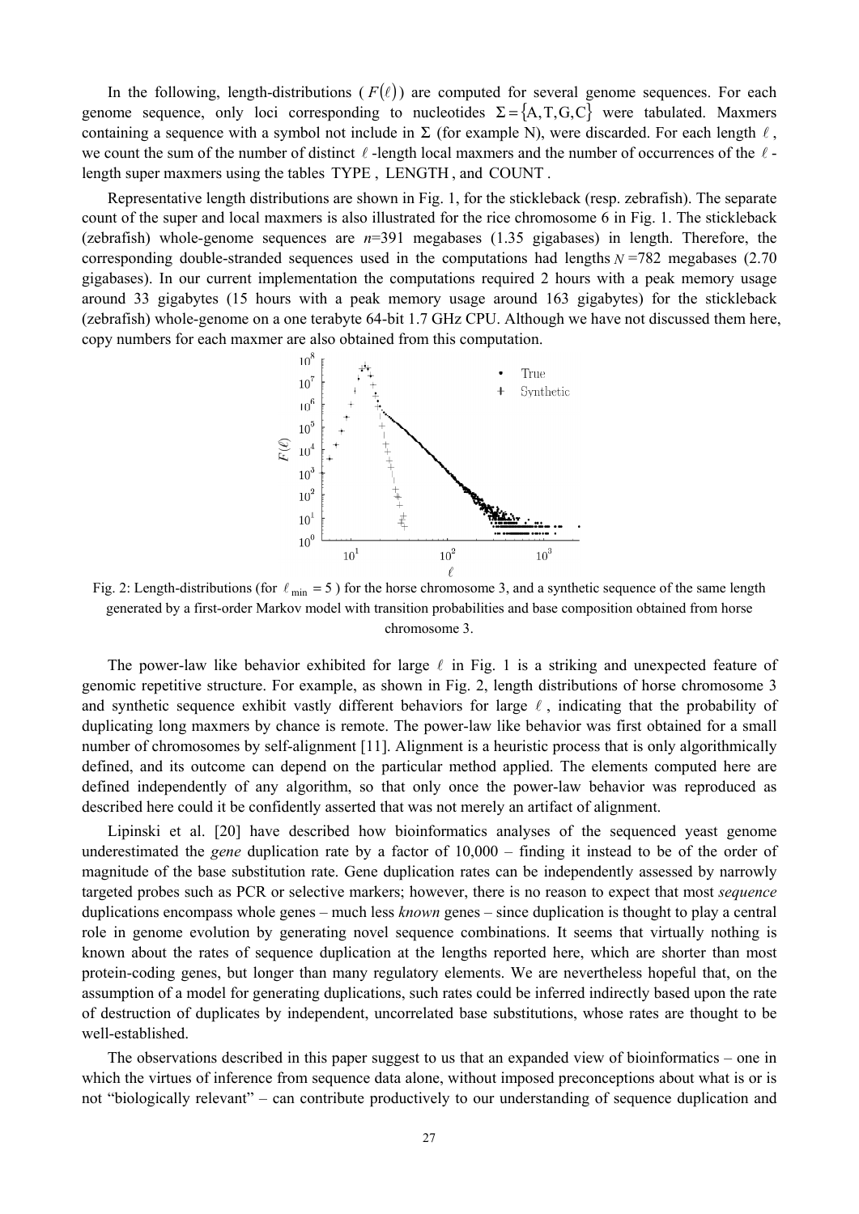In the following, length-distributions ( $F(\ell)$ ) are computed for several genome sequences. For each genome sequence, only loci corresponding to nucleotides $\Sigma = \{A, T, G, C\}$ were tabulated. Maxmers containing a sequence with a symbol not include in $\Sigma$ (for example N), were discarded. For each length $\ell$, we count the sum of the number of distinct $\ell$-length local maxmers and the number of occurrences of the $\ell$-length super maxmers using the tables TYPE , LENGTH , and COUNT .

Representative length distributions are shown in Fig. 1, for the stickleback (resp. zebrafish). The separate count of the super and local maxmers is also illustrated for the rice chromosome 6 in Fig. 1. The stickleback (zebrafish) whole-genome sequences are $n$=391 megabases (1.35 gigabases) in length. Therefore, the corresponding double-stranded sequences used in the computations had lengths $N$ =782 megabases (2.70 gigabases). In our current implementation the computations required 2 hours with a peak memory usage around 33 gigabytes (15 hours with a peak memory usage around 163 gigabytes) for the stickleback (zebrafish) whole-genome on a one terabyte 64-bit 1.7 GHz CPU. Although we have not discussed them here, copy numbers for each maxmer are also obtained from this computation.

Fig. 2: Length-distributions (for $\ell_{\min} = 5$ ) for the horse chromosome 3, and a synthetic sequence of the same length generated by a first-order Markov model with transition probabilities and base composition obtained from horse chromosome 3.

The power-law like behavior exhibited for large $\ell$ in Fig. 1 is a striking and unexpected feature of genomic repetitive structure. For example, as shown in Fig. 2, length distributions of horse chromosome 3 and synthetic sequence exhibit vastly different behaviors for large $\ell$, indicating that the probability of duplicating long maxmers by chance is remote. The power-law like behavior was first obtained for a small number of chromosomes by self-alignment [11]. Alignment is a heuristic process that is only algorithmically defined, and its outcome can depend on the particular method applied. The elements computed here are defined independently of any algorithm, so that only once the power-law behavior was reproduced as described here could it be confidently asserted that was not merely an artifact of alignment.

Lipinski et al. [20] have described how bioinformatics analyses of the sequenced yeast genome underestimated the *gene* duplication rate by a factor of 10,000 – finding it instead to be of the order of magnitude of the base substitution rate. Gene duplication rates can be independently assessed by narrowly targeted probes such as PCR or selective markers; however, there is no reason to expect that most *sequence* duplications encompass whole genes – much less *known* genes – since duplication is thought to play a central role in genome evolution by generating novel sequence combinations. It seems that virtually nothing is known about the rates of sequence duplication at the lengths reported here, which are shorter than most protein-coding genes, but longer than many regulatory elements. We are nevertheless hopeful that, on the assumption of a model for generating duplications, such rates could be inferred indirectly based upon the rate of destruction of duplicates by independent, uncorrelated base substitutions, whose rates are thought to be well-established.

The observations described in this paper suggest to us that an expanded view of bioinformatics – one in which the virtues of inference from sequence data alone, without imposed preconceptions about what is or is not "biologically relevant" – can contribute productively to our understanding of sequence duplication and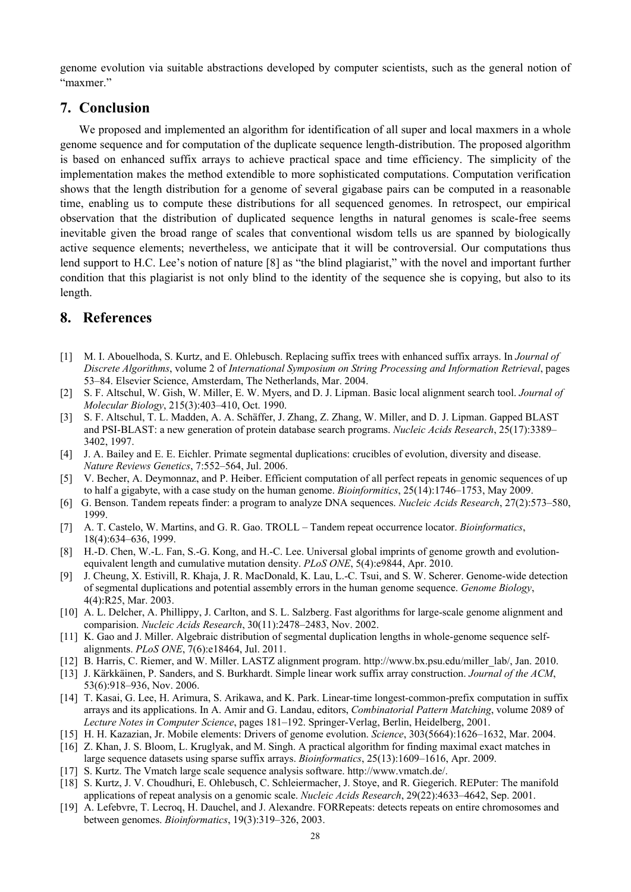genome evolution via suitable abstractions developed by computer scientists, such as the general notion of "maxmer."

## 7. Conclusion

We proposed and implemented an algorithm for identification of all super and local maxmers in a whole genome sequence and for computation of the duplicate sequence length-distribution. The proposed algorithm is based on enhanced suffix arrays to achieve practical space and time efficiency. The simplicity of the implementation makes the method extendible to more sophisticated computations. Computation verification shows that the length distribution for a genome of several gigabase pairs can be computed in a reasonable time, enabling us to compute these distributions for all sequenced genomes. In retrospect, our empirical observation that the distribution of duplicated sequence lengths in natural genomes is scale-free seems inevitable given the broad range of scales that conventional wisdom tells us are spanned by biologically active sequence elements; nevertheless, we anticipate that it will be controversial. Our computations thus lend support to H.C. Lee's notion of nature [8] as "the blind plagiarist," with the novel and important further condition that this plagiarist is not only blind to the identity of the sequence she is copying, but also to its length.

## 8. References

[1] M. I. Abouelhoda, S. Kurtz, and E. Ohlebusch. Replacing suffix trees with enhanced suffix arrays. In *Journal of Discrete Algorithms*, volume 2 of *International Symposium on String Processing and Information Retrieval*, pages 53–84. Elsevier Science, Amsterdam, The Netherlands, Mar. 2004.

[2] S. F. Altschul, W. Gish, W. Miller, E. W. Myers, and D. J. Lipman. Basic local alignment search tool. *Journal of Molecular Biology*, 215(3):403–410, Oct. 1990.

[3] S. F. Altschul, T. L. Madden, A. A. Schäffer, J. Zhang, Z. Zhang, W. Miller, and D. J. Lipman. Gapped BLAST and PSI-BLAST: a new generation of protein database search programs. *Nucleic Acids Research*, 25(17):3389–3402, 1997.

[4] J. A. Bailey and E. E. Eichler. Primate segmental duplications: crucibles of evolution, diversity and disease. *Nature Reviews Genetics*, 7:552–564, Jul. 2006.

[5] V. Becher, A. Deymonnaz, and P. Heiber. Efficient computation of all perfect repeats in genomic sequences of up to half a gigabyte, with a case study on the human genome. *Bioinformitics*, 25(14):1746–1753, May 2009.

[6] G. Benson. Tandem repeats finder: a program to analyze DNA sequences. *Nucleic Acids Research*, 27(2):573–580, 1999.

[7] A. T. Castelo, W. Martins, and G. R. Gao. TROLL – Tandem repeat occurrence locator. *Bioinformatics*, 18(4):634–636, 1999.

[8] H.-D. Chen, W.-L. Fan, S.-G. Kong, and H.-C. Lee. Universal global imprints of genome growth and evolution-equivalent length and cumulative mutation density. *PLoS ONE*, 5(4):e9844, Apr. 2010.

[9] J. Cheung, X. Estivill, R. Khaja, J. R. MacDonald, K. Lau, L.-C. Tsui, and S. W. Scherer. Genome-wide detection of segmental duplications and potential assembly errors in the human genome sequence. *Genome Biology*, 4(4):R25, Mar. 2003.

[10] A. L. Delcher, A. Phillippy, J. Carlton, and S. L. Salzberg. Fast algorithms for large-scale genome alignment and comparision. *Nucleic Acids Research*, 30(11):2478–2483, Nov. 2002.

[11] K. Gao and J. Miller. Algebraic distribution of segmental duplication lengths in whole-genome sequence self-alignments. *PLoS ONE*, 7(6):e18464, Jul. 2011.

[12] B. Harris, C. Riemer, and W. Miller. LASTZ alignment program. http://www.bx.psu.edu/miller_lab/, Jan. 2010.

[13] J. Kärkkäinen, P. Sanders, and S. Burkhardt. Simple linear work suffix array construction. *Journal of the ACM*, 53(6):918–936, Nov. 2006.

[14] T. Kasai, G. Lee, H. Arimura, S. Arikawa, and K. Park. Linear-time longest-common-prefix computation in suffix arrays and its applications. In A. Amir and G. Landau, editors, *Combinatorial Pattern Matching*, volume 2089 of *Lecture Notes in Computer Science*, pages 181–192. Springer-Verlag, Berlin, Heidelberg, 2001.

[15] H. H. Kazazian, Jr. Mobile elements: Drivers of genome evolution. *Science*, 303(5664):1626–1632, Mar. 2004.

[16] Z. Khan, J. S. Bloom, L. Kruglyak, and M. Singh. A practical algorithm for finding maximal exact matches in large sequence datasets using sparse suffix arrays. *Bioinformatics*, 25(13):1609–1616, Apr. 2009.

[17] S. Kurtz. The Vmatch large scale sequence analysis software. http://www.vmatch.de/.

[18] S. Kurtz, J. V. Choudhuri, E. Ohlebusch, C. Schleiermacher, J. Stoye, and R. Giegerich. REPuter: The manifold applications of repeat analysis on a genomic scale. *Nucleic Acids Research*, 29(22):4633–4642, Sep. 2001.

[19] A. Lefebvre, T. Lecroq, H. Dauchel, and J. Alexandre. FORRepeats: detects repeats on entire chromosomes and between genomes. *Bioinformatics*, 19(3):319–326, 2003.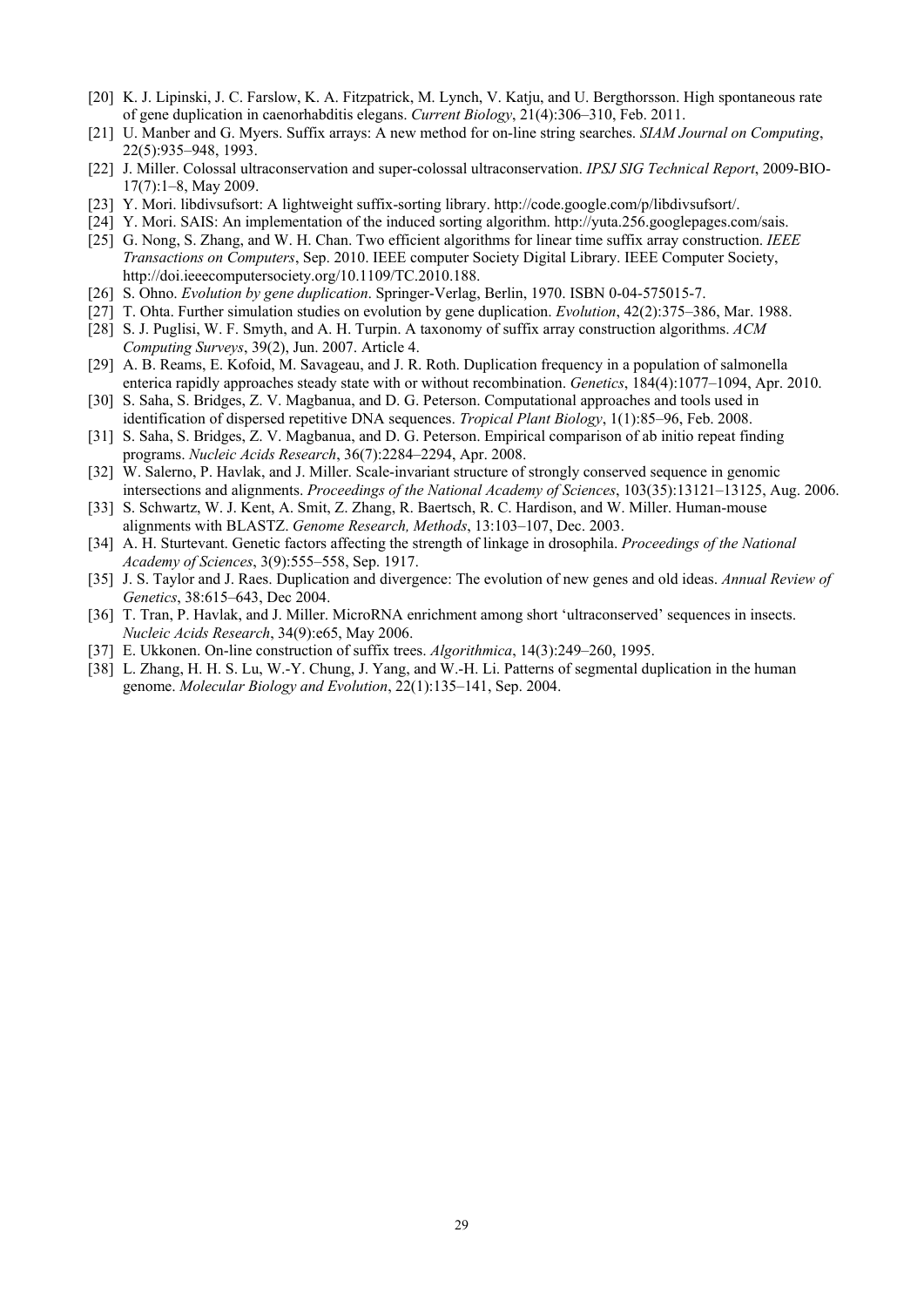[20] K. J. Lipinski, J. C. Farslow, K. A. Fitzpatrick, M. Lynch, V. Katju, and U. Bergthorsson. High spontaneous rate of gene duplication in caenorhabditis elegans. *Current Biology*, 21(4):306–310, Feb. 2011.

[21] U. Manber and G. Myers. Suffix arrays: A new method for on-line string searches. *SIAM Journal on Computing*, 22(5):935–948, 1993.

[22] J. Miller. Colossal ultraconservation and super-colossal ultraconservation. *IPSJ SIG Technical Report*, 2009-BIO-17(7):1–8, May 2009.

[23] Y. Mori. libdivsufsort: A lightweight suffix-sorting library. http://code.google.com/p/libdivsufsort/.

[24] Y. Mori. SAIS: An implementation of the induced sorting algorithm. http://yuta.256.googlepages.com/sais.

[25] G. Nong, S. Zhang, and W. H. Chan. Two efficient algorithms for linear time suffix array construction. *IEEE Transactions on Computers*, Sep. 2010. IEEE computer Society Digital Library. IEEE Computer Society, http://doi.ieeecomputersociety.org/10.1109/TC.2010.188.

[26] S. Ohno. *Evolution by gene duplication*. Springer-Verlag, Berlin, 1970. ISBN 0-04-575015-7.

[27] T. Ohta. Further simulation studies on evolution by gene duplication. *Evolution*, 42(2):375–386, Mar. 1988.

[28] S. J. Puglisi, W. F. Smyth, and A. H. Turpin. A taxonomy of suffix array construction algorithms. *ACM Computing Surveys*, 39(2), Jun. 2007. Article 4.

[29] A. B. Reams, E. Kofoid, M. Savageau, and J. R. Roth. Duplication frequency in a population of salmonella enterica rapidly approaches steady state with or without recombination. *Genetics*, 184(4):1077–1094, Apr. 2010.

[30] S. Saha, S. Bridges, Z. V. Magbanua, and D. G. Peterson. Computational approaches and tools used in identification of dispersed repetitive DNA sequences. *Tropical Plant Biology*, 1(1):85–96, Feb. 2008.

[31] S. Saha, S. Bridges, Z. V. Magbanua, and D. G. Peterson. Empirical comparison of ab initio repeat finding programs. *Nucleic Acids Research*, 36(7):2284–2294, Apr. 2008.

[32] W. Salerno, P. Havlak, and J. Miller. Scale-invariant structure of strongly conserved sequence in genomic intersections and alignments. *Proceedings of the National Academy of Sciences*, 103(35):13121–13125, Aug. 2006.

[33] S. Schwartz, W. J. Kent, A. Smit, Z. Zhang, R. Baertsch, R. C. Hardison, and W. Miller. Human-mouse alignments with BLASTZ. *Genome Research, Methods*, 13:103–107, Dec. 2003.

[34] A. H. Sturtevant. Genetic factors affecting the strength of linkage in drosophila. *Proceedings of the National Academy of Sciences*, 3(9):555–558, Sep. 1917.

[35] J. S. Taylor and J. Raes. Duplication and divergence: The evolution of new genes and old ideas. *Annual Review of Genetics*, 38:615–643, Dec 2004.

[36] T. Tran, P. Havlak, and J. Miller. MicroRNA enrichment among short 'ultraconserved' sequences in insects. *Nucleic Acids Research*, 34(9):e65, May 2006.

[37] E. Ukkonen. On-line construction of suffix trees. *Algorithmica*, 14(3):249–260, 1995.

[38] L. Zhang, H. H. S. Lu, W.-Y. Chung, J. Yang, and W.-H. Li. Patterns of segmental duplication in the human genome. *Molecular Biology and Evolution*, 22(1):135–141, Sep. 2004.